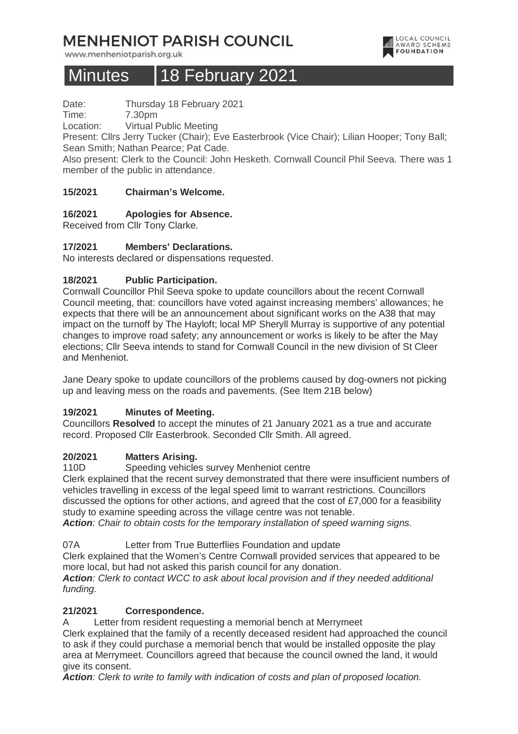# MENHENIOT PARISH COUNCIL

www.menheniotparish.org.uk

LOCAL COUNCIL AWARD SCHEME FOUNDATION

# Minutes 18 February 2021

Date: Thursday 18 February 2021
Time: 7.30pm
Location: Virtual Public Meeting
Present: Cllrs Jerry Tucker (Chair); Eve Easterbrook (Vice Chair); Lilian Hooper; Tony Ball; Sean Smith; Nathan Pearce; Pat Cade.
Also present: Clerk to the Council: John Hesketh. Cornwall Council Phil Seeva. There was 1 member of the public in attendance.

**15/2021 Chairman's Welcome.**

**16/2021 Apologies for Absence.**

Received from Cllr Tony Clarke.

**17/2021 Members' Declarations.**

No interests declared or dispensations requested.

**18/2021 Public Participation.**

Cornwall Councillor Phil Seeva spoke to update councillors about the recent Cornwall Council meeting, that: councillors have voted against increasing members' allowances; he expects that there will be an announcement about significant works on the A38 that may impact on the turnoff by The Hayloft; local MP Sheryll Murray is supportive of any potential changes to improve road safety; any announcement or works is likely to be after the May elections; Cllr Seeva intends to stand for Cornwall Council in the new division of St Cleer and Menheniot.

Jane Deary spoke to update councillors of the problems caused by dog-owners not picking up and leaving mess on the roads and pavements. (See Item 21B below)

**19/2021 Minutes of Meeting.**

Councillors **Resolved** to accept the minutes of 21 January 2021 as a true and accurate record. Proposed Cllr Easterbrook. Seconded Cllr Smith. All agreed.

**20/2021 Matters Arising.**

110D Speeding vehicles survey Menheniot centre

Clerk explained that the recent survey demonstrated that there were insufficient numbers of vehicles travelling in excess of the legal speed limit to warrant restrictions. Councillors discussed the options for other actions, and agreed that the cost of £7,000 for a feasibility study to examine speeding across the village centre was not tenable.

***Action****: Chair to obtain costs for the temporary installation of speed warning signs.*

07A Letter from True Butterflies Foundation and update

Clerk explained that the Women's Centre Cornwall provided services that appeared to be more local, but had not asked this parish council for any donation.

***Action****: Clerk to contact WCC to ask about local provision and if they needed additional funding.*

**21/2021 Correspondence.**

A Letter from resident requesting a memorial bench at Merrymeet

Clerk explained that the family of a recently deceased resident had approached the council to ask if they could purchase a memorial bench that would be installed opposite the play area at Merrymeet. Councillors agreed that because the council owned the land, it would give its consent.

***Action****: Clerk to write to family with indication of costs and plan of proposed location.*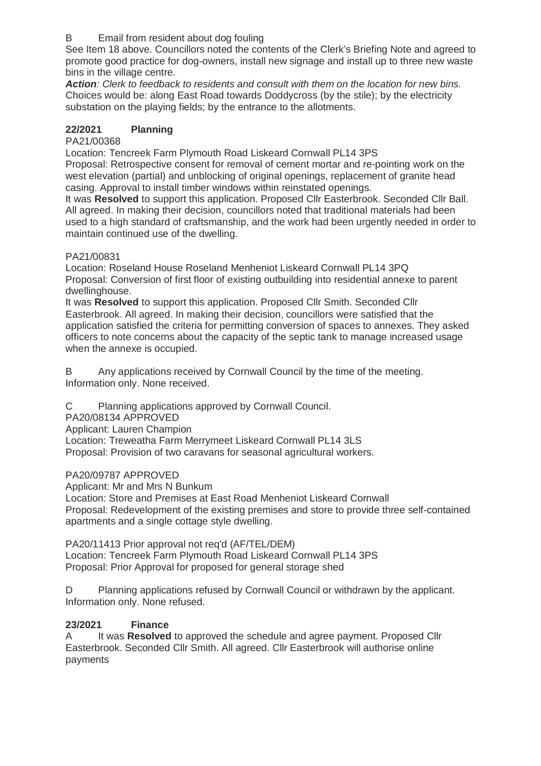B Email from resident about dog fouling

See Item 18 above. Councillors noted the contents of the Clerk's Briefing Note and agreed to promote good practice for dog-owners, install new signage and install up to three new waste bins in the village centre.

***Action**: Clerk to feedback to residents and consult with them on the location for new bins.*
Choices would be: along East Road towards Doddycross (by the stile); by the electricity substation on the playing fields; by the entrance to the allotments.

## 22/2021 Planning

PA21/00368

Location: Tencreek Farm Plymouth Road Liskeard Cornwall PL14 3PS

Proposal: Retrospective consent for removal of cement mortar and re-pointing work on the west elevation (partial) and unblocking of original openings, replacement of granite head casing. Approval to install timber windows within reinstated openings.

It was **Resolved** to support this application. Proposed Cllr Easterbrook. Seconded Cllr Ball. All agreed. In making their decision, councillors noted that traditional materials had been used to a high standard of craftsmanship, and the work had been urgently needed in order to maintain continued use of the dwelling.

PA21/00831

Location: Roseland House Roseland Menheniot Liskeard Cornwall PL14 3PQ

Proposal: Conversion of first floor of existing outbuilding into residential annexe to parent dwellinghouse.

It was **Resolved** to support this application. Proposed Cllr Smith. Seconded Cllr Easterbrook. All agreed. In making their decision, councillors were satisfied that the application satisfied the criteria for permitting conversion of spaces to annexes. They asked officers to note concerns about the capacity of the septic tank to manage increased usage when the annexe is occupied.

B Any applications received by Cornwall Council by the time of the meeting.
Information only. None received.

C Planning applications approved by Cornwall Council.

PA20/08134 APPROVED
Applicant: Lauren Champion
Location: Treweatha Farm Merrymeet Liskeard Cornwall PL14 3LS
Proposal: Provision of two caravans for seasonal agricultural workers.

PA20/09787 APPROVED
Applicant: Mr and Mrs N Bunkum
Location: Store and Premises at East Road Menheniot Liskeard Cornwall
Proposal: Redevelopment of the existing premises and store to provide three self-contained apartments and a single cottage style dwelling.

PA20/11413 Prior approval not req'd (AF/TEL/DEM)
Location: Tencreek Farm Plymouth Road Liskeard Cornwall PL14 3PS
Proposal: Prior Approval for proposed for general storage shed

D Planning applications refused by Cornwall Council or withdrawn by the applicant.
Information only. None refused.

## 23/2021 Finance

A It was **Resolved** to approved the schedule and agree payment. Proposed Cllr Easterbrook. Seconded Cllr Smith. All agreed. Cllr Easterbrook will authorise online payments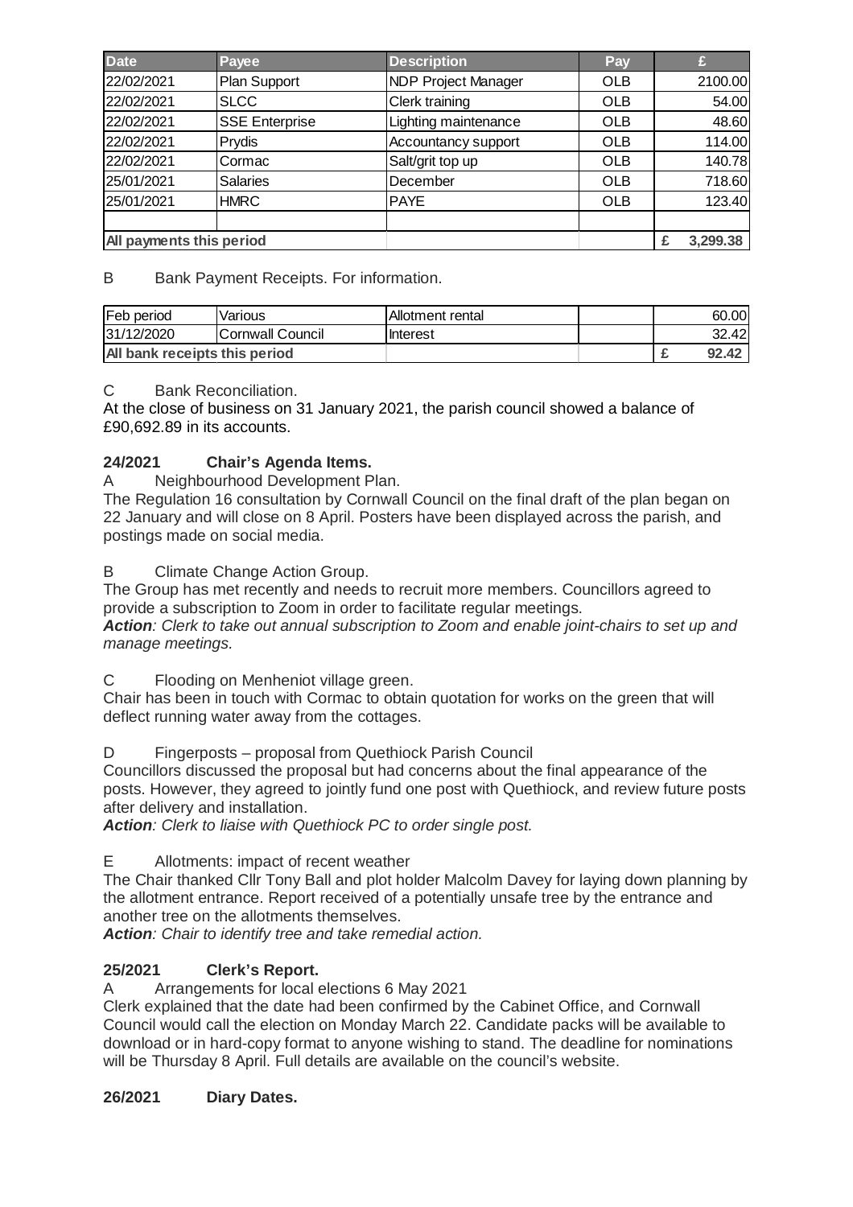| Date | Payee | Description | Pay | £ |
|---|---|---|---|---|
| 22/02/2021 | Plan Support | NDP Project Manager | OLB | 2100.00 |
| 22/02/2021 | SLCC | Clerk training | OLB | 54.00 |
| 22/02/2021 | SSE Enterprise | Lighting maintenance | OLB | 48.60 |
| 22/02/2021 | Prydis | Accountancy support | OLB | 114.00 |
| 22/02/2021 | Cormac | Salt/grit top up | OLB | 140.78 |
| 25/01/2021 | Salaries | December | OLB | 718.60 |
| 25/01/2021 | HMRC | PAYE | OLB | 123.40 |
| | | | | |
| **All payments this period** | | | | **£ 3,299.38** |

B Bank Payment Receipts. For information.

| | | | | |
|---|---|---|---|---|
| Feb period | Various | Allotment rental | | 60.00 |
| 31/12/2020 | Cornwall Council | Interest | | 32.42 |
| **All bank receipts this period** | | | | **£ 92.42** |

C Bank Reconciliation.

At the close of business on 31 January 2021, the parish council showed a balance of £90,692.89 in its accounts.

**24/2021 Chair's Agenda Items.**

A Neighbourhood Development Plan.

The Regulation 16 consultation by Cornwall Council on the final draft of the plan began on 22 January and will close on 8 April. Posters have been displayed across the parish, and postings made on social media.

B Climate Change Action Group.

The Group has met recently and needs to recruit more members. Councillors agreed to provide a subscription to Zoom in order to facilitate regular meetings.

***Action**: Clerk to take out annual subscription to Zoom and enable joint-chairs to set up and manage meetings.*

C Flooding on Menheniot village green.

Chair has been in touch with Cormac to obtain quotation for works on the green that will deflect running water away from the cottages.

D Fingerposts – proposal from Quethiock Parish Council

Councillors discussed the proposal but had concerns about the final appearance of the posts. However, they agreed to jointly fund one post with Quethiock, and review future posts after delivery and installation.

***Action**: Clerk to liaise with Quethiock PC to order single post.*

E Allotments: impact of recent weather

The Chair thanked Cllr Tony Ball and plot holder Malcolm Davey for laying down planning by the allotment entrance. Report received of a potentially unsafe tree by the entrance and another tree on the allotments themselves.

***Action**: Chair to identify tree and take remedial action.*

**25/2021 Clerk's Report.**

A Arrangements for local elections 6 May 2021

Clerk explained that the date had been confirmed by the Cabinet Office, and Cornwall Council would call the election on Monday March 22. Candidate packs will be available to download or in hard-copy format to anyone wishing to stand. The deadline for nominations will be Thursday 8 April. Full details are available on the council's website.

**26/2021 Diary Dates.**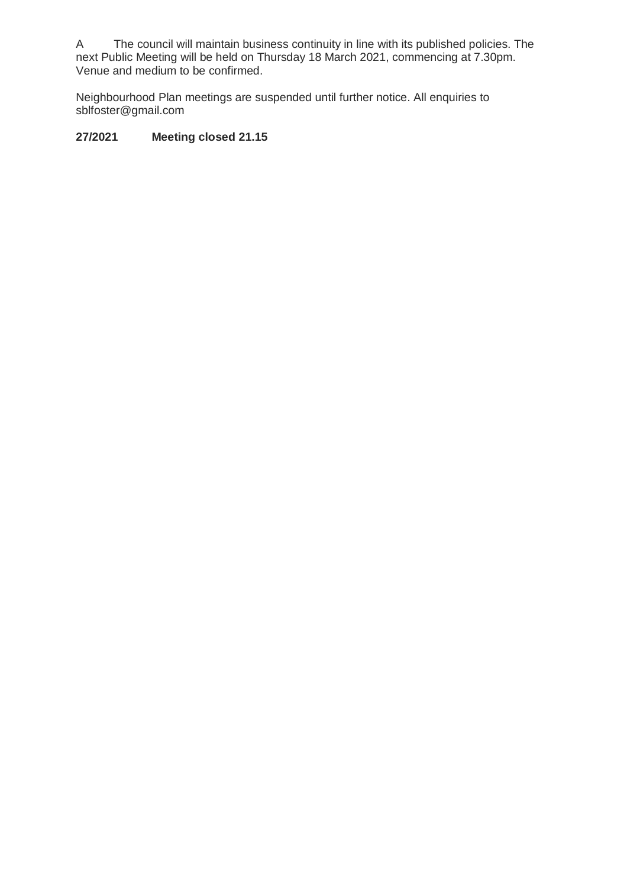A The council will maintain business continuity in line with its published policies. The next Public Meeting will be held on Thursday 18 March 2021, commencing at 7.30pm. Venue and medium to be confirmed.

Neighbourhood Plan meetings are suspended until further notice. All enquiries to sblfoster@gmail.com

**27/2021 Meeting closed 21.15**